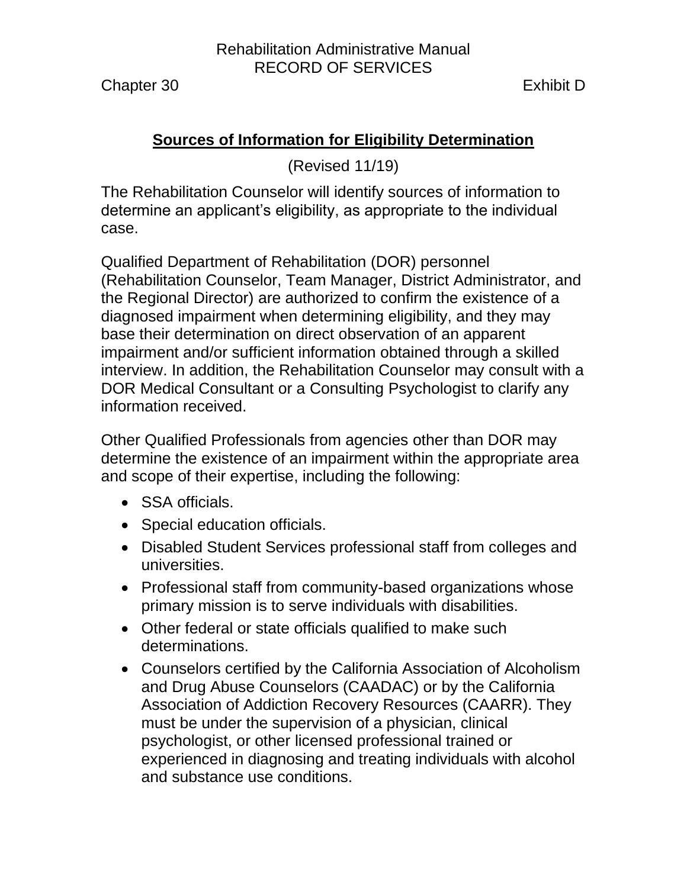Rehabilitation Administrative Manual
RECORD OF SERVICES

Chapter 30 Exhibit D

## Sources of Information for Eligibility Determination

(Revised 11/19)

The Rehabilitation Counselor will identify sources of information to determine an applicant's eligibility, as appropriate to the individual case.

Qualified Department of Rehabilitation (DOR) personnel (Rehabilitation Counselor, Team Manager, District Administrator, and the Regional Director) are authorized to confirm the existence of a diagnosed impairment when determining eligibility, and they may base their determination on direct observation of an apparent impairment and/or sufficient information obtained through a skilled interview. In addition, the Rehabilitation Counselor may consult with a DOR Medical Consultant or a Consulting Psychologist to clarify any information received.

Other Qualified Professionals from agencies other than DOR may determine the existence of an impairment within the appropriate area and scope of their expertise, including the following:

- SSA officials.
- Special education officials.
- Disabled Student Services professional staff from colleges and universities.
- Professional staff from community-based organizations whose primary mission is to serve individuals with disabilities.
- Other federal or state officials qualified to make such determinations.
- Counselors certified by the California Association of Alcoholism and Drug Abuse Counselors (CAADAC) or by the California Association of Addiction Recovery Resources (CAARR). They must be under the supervision of a physician, clinical psychologist, or other licensed professional trained or experienced in diagnosing and treating individuals with alcohol and substance use conditions.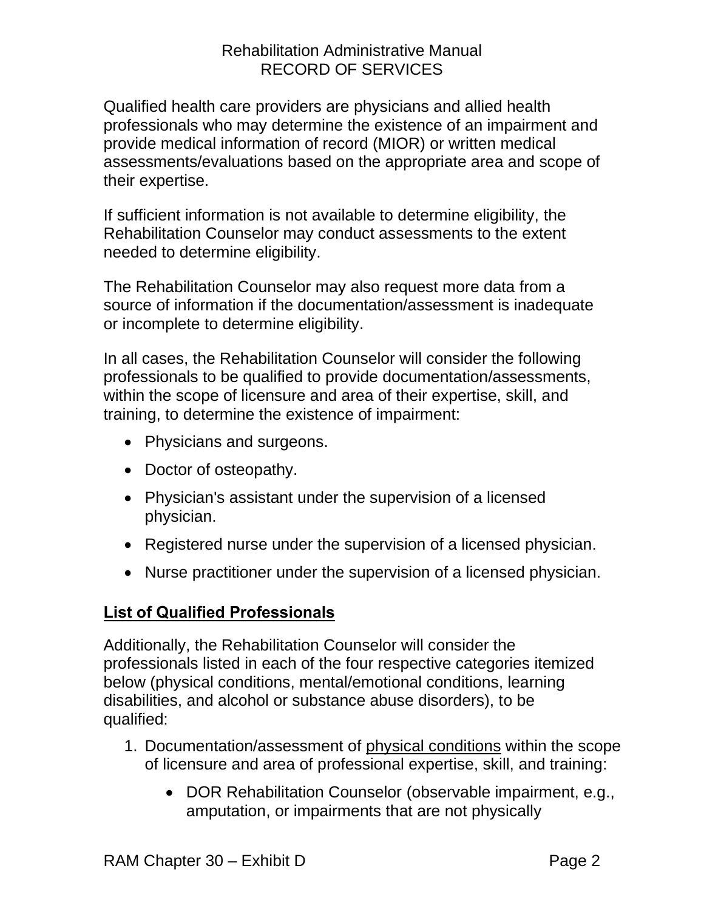Qualified health care providers are physicians and allied health professionals who may determine the existence of an impairment and provide medical information of record (MIOR) or written medical assessments/evaluations based on the appropriate area and scope of their expertise.

If sufficient information is not available to determine eligibility, the Rehabilitation Counselor may conduct assessments to the extent needed to determine eligibility.

The Rehabilitation Counselor may also request more data from a source of information if the documentation/assessment is inadequate or incomplete to determine eligibility.

In all cases, the Rehabilitation Counselor will consider the following professionals to be qualified to provide documentation/assessments, within the scope of licensure and area of their expertise, skill, and training, to determine the existence of impairment:

- Physicians and surgeons.
- Doctor of osteopathy.
- Physician's assistant under the supervision of a licensed physician.
- Registered nurse under the supervision of a licensed physician.
- Nurse practitioner under the supervision of a licensed physician.

## List of Qualified Professionals

Additionally, the Rehabilitation Counselor will consider the professionals listed in each of the four respective categories itemized below (physical conditions, mental/emotional conditions, learning disabilities, and alcohol or substance abuse disorders), to be qualified:

1. Documentation/assessment of <u>physical conditions</u> within the scope of licensure and area of professional expertise, skill, and training:
    - DOR Rehabilitation Counselor (observable impairment, e.g., amputation, or impairments that are not physically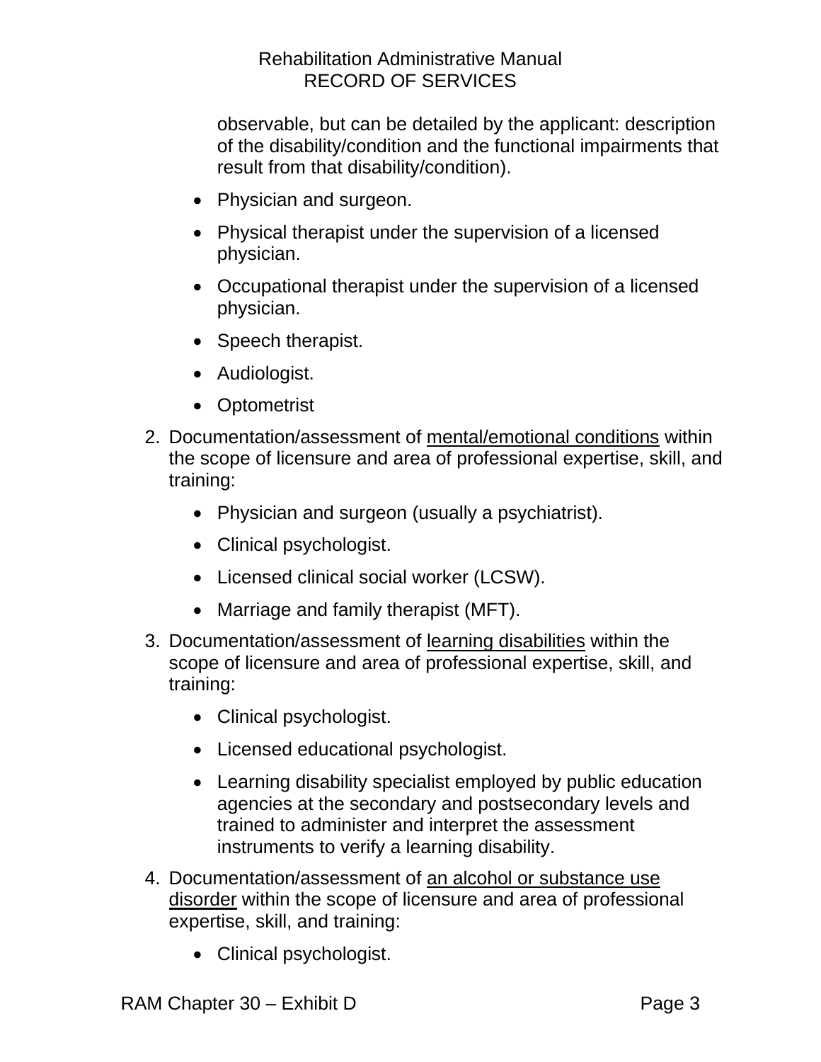observable, but can be detailed by the applicant: description of the disability/condition and the functional impairments that result from that disability/condition).

- Physician and surgeon.
- Physical therapist under the supervision of a licensed physician.
- Occupational therapist under the supervision of a licensed physician.
- Speech therapist.
- Audiologist.
- Optometrist

2. Documentation/assessment of <u>mental/emotional conditions</u> within the scope of licensure and area of professional expertise, skill, and training:
   - Physician and surgeon (usually a psychiatrist).
   - Clinical psychologist.
   - Licensed clinical social worker (LCSW).
   - Marriage and family therapist (MFT).
3. Documentation/assessment of <u>learning disabilities</u> within the scope of licensure and area of professional expertise, skill, and training:
   - Clinical psychologist.
   - Licensed educational psychologist.
   - Learning disability specialist employed by public education agencies at the secondary and postsecondary levels and trained to administer and interpret the assessment instruments to verify a learning disability.
4. Documentation/assessment of <u>an alcohol or substance use disorder</u> within the scope of licensure and area of professional expertise, skill, and training:
   - Clinical psychologist.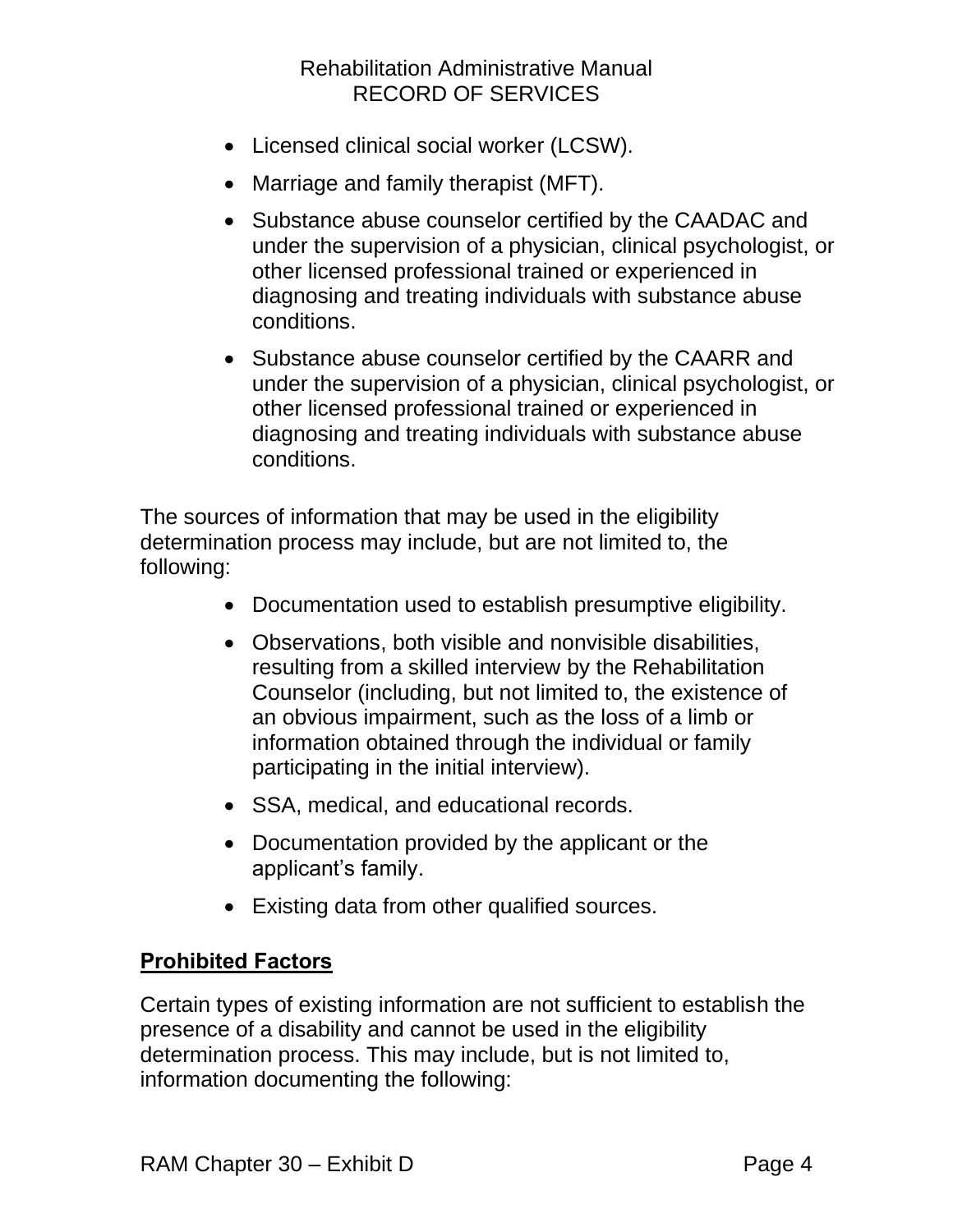- Licensed clinical social worker (LCSW).
- Marriage and family therapist (MFT).
- Substance abuse counselor certified by the CAADAC and under the supervision of a physician, clinical psychologist, or other licensed professional trained or experienced in diagnosing and treating individuals with substance abuse conditions.
- Substance abuse counselor certified by the CAARR and under the supervision of a physician, clinical psychologist, or other licensed professional trained or experienced in diagnosing and treating individuals with substance abuse conditions.

The sources of information that may be used in the eligibility determination process may include, but are not limited to, the following:

- Documentation used to establish presumptive eligibility.
- Observations, both visible and nonvisible disabilities, resulting from a skilled interview by the Rehabilitation Counselor (including, but not limited to, the existence of an obvious impairment, such as the loss of a limb or information obtained through the individual or family participating in the initial interview).
- SSA, medical, and educational records.
- Documentation provided by the applicant or the applicant's family.
- Existing data from other qualified sources.

## Prohibited Factors

Certain types of existing information are not sufficient to establish the presence of a disability and cannot be used in the eligibility determination process. This may include, but is not limited to, information documenting the following: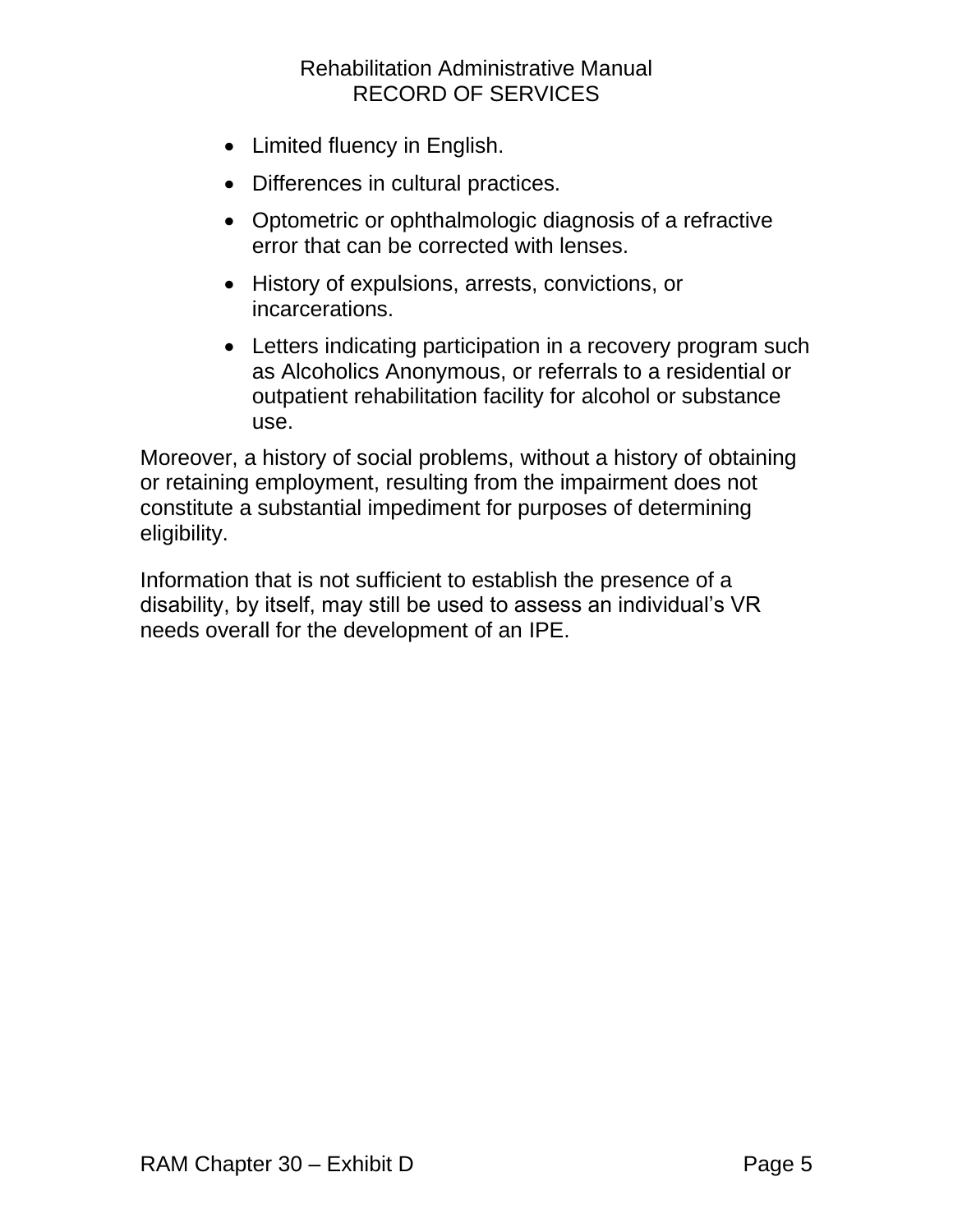- Limited fluency in English.
- Differences in cultural practices.
- Optometric or ophthalmologic diagnosis of a refractive error that can be corrected with lenses.
- History of expulsions, arrests, convictions, or incarcerations.
- Letters indicating participation in a recovery program such as Alcoholics Anonymous, or referrals to a residential or outpatient rehabilitation facility for alcohol or substance use.

Moreover, a history of social problems, without a history of obtaining or retaining employment, resulting from the impairment does not constitute a substantial impediment for purposes of determining eligibility.

Information that is not sufficient to establish the presence of a disability, by itself, may still be used to assess an individual's VR needs overall for the development of an IPE.